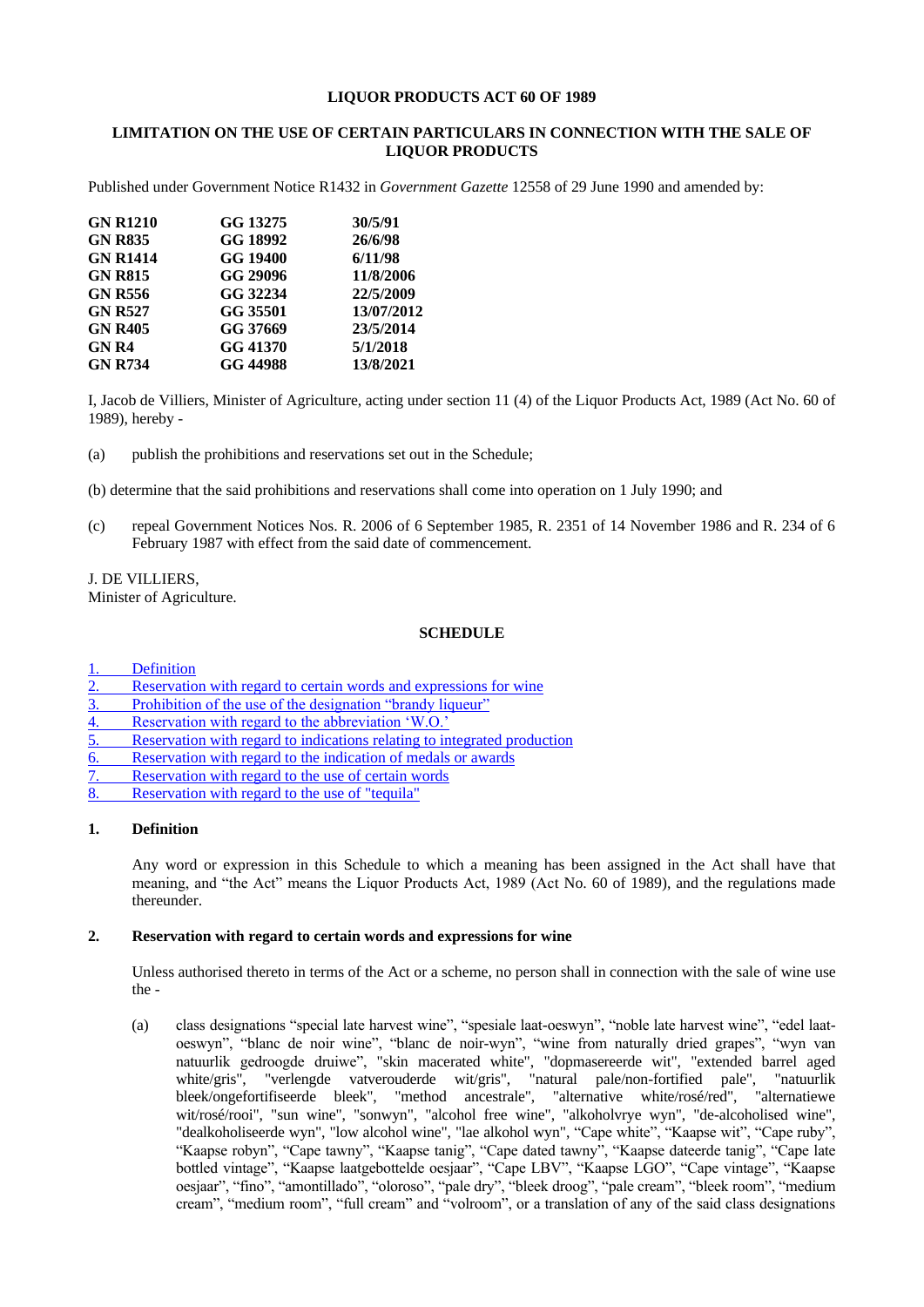**LIQUOR PRODUCTS ACT 60 OF 1989**

**LIMITATION ON THE USE OF CERTAIN PARTICULARS IN CONNECTION WITH THE SALE OF LIQUOR PRODUCTS**

Published under Government Notice R1432 in *Government Gazette* 12558 of 29 June 1990 and amended by:

| | | |
|---|---|---|
| **GN R1210** | **GG 13275** | **30/5/91** |
| **GN R835** | **GG 18992** | **26/6/98** |
| **GN R1414** | **GG 19400** | **6/11/98** |
| **GN R815** | **GG 29096** | **11/8/2006** |
| **GN R556** | **GG 32234** | **22/5/2009** |
| **GN R527** | **GG 35501** | **13/07/2012** |
| **GN R405** | **GG 37669** | **23/5/2014** |
| **GN R4** | **GG 41370** | **5/1/2018** |
| **GN R734** | **GG 44988** | **13/8/2021** |

I, Jacob de Villiers, Minister of Agriculture, acting under section 11 (4) of the Liquor Products Act, 1989 (Act No. 60 of 1989), hereby -

(a) publish the prohibitions and reservations set out in the Schedule;

(b) determine that the said prohibitions and reservations shall come into operation on 1 July 1990; and

(c) repeal Government Notices Nos. R. 2006 of 6 September 1985, R. 2351 of 14 November 1986 and R. 234 of 6 February 1987 with effect from the said date of commencement.

J. DE VILLIERS,
Minister of Agriculture.

**SCHEDULE**

1. Definition
2. Reservation with regard to certain words and expressions for wine
3. Prohibition of the use of the designation "brandy liqueur"
4. Reservation with regard to the abbreviation 'W.O.'
5. Reservation with regard to indications relating to integrated production
6. Reservation with regard to the indication of medals or awards
7. Reservation with regard to the use of certain words
8. Reservation with regard to the use of "tequila"

**1. Definition**

Any word or expression in this Schedule to which a meaning has been assigned in the Act shall have that meaning, and "the Act" means the Liquor Products Act, 1989 (Act No. 60 of 1989), and the regulations made thereunder.

**2. Reservation with regard to certain words and expressions for wine**

Unless authorised thereto in terms of the Act or a scheme, no person shall in connection with the sale of wine use the -

(a) class designations "special late harvest wine", "spesiale laat-oeswyn", "noble late harvest wine", "edel laat-oeswyn", "blanc de noir wine", "blanc de noir-wyn", "wine from naturally dried grapes", "wyn van natuurlik gedroogde druiwe", "skin macerated white", "dopmasereerde wit", "extended barrel aged white/gris", "verlengde vatverouderde wit/gris", "natural pale/non-fortified pale", "natuurlik bleek/ongefortifiseerde bleek", "method ancestrale", "alternative white/rosé/red", "alternatiewe wit/rosé/rooi", "sun wine", "sonwyn", "alcohol free wine", "alkoholvrye wyn", "de-alcoholised wine", "dealkoholiseerde wyn", "low alcohol wine", "lae alkohol wyn", "Cape white", "Kaapse wit", "Cape ruby", "Kaapse robyn", "Cape tawny", "Kaapse tanig", "Cape dated tawny", "Kaapse dateerde tanig", "Cape late bottled vintage", "Kaapse laatgebottelde oesjaar", "Cape LBV", "Kaapse LGO", "Cape vintage", "Kaapse oesjaar", "fino", "amontillado", "oloroso", "pale dry", "bleek droog", "pale cream", "bleek room", "medium cream", "medium room", "full cream" and "volroom", or a translation of any of the said class designations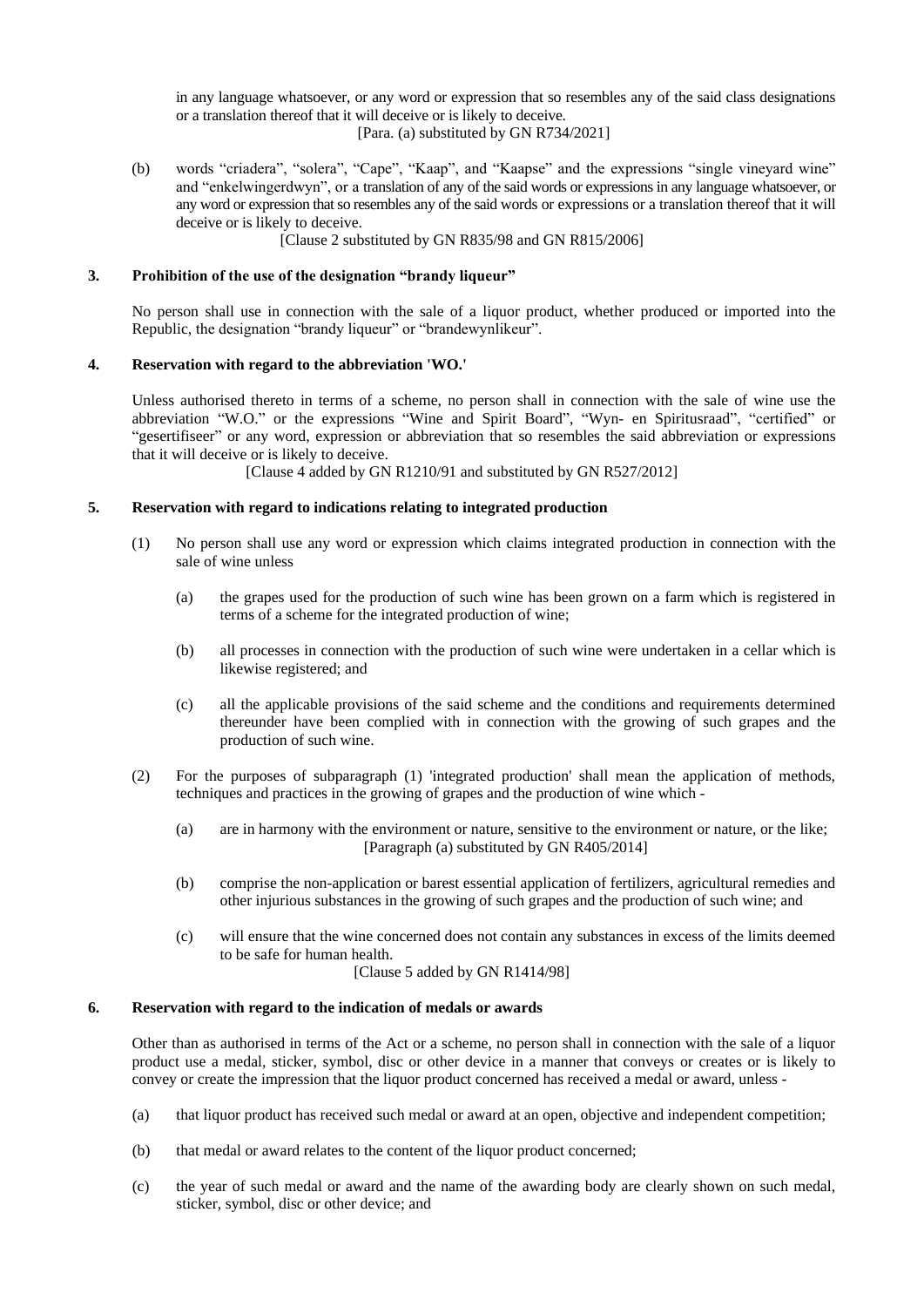in any language whatsoever, or any word or expression that so resembles any of the said class designations or a translation thereof that it will deceive or is likely to deceive.

[Para. (a) substituted by GN R734/2021]

(b) words "criadera", "solera", "Cape", "Kaap", and "Kaapse" and the expressions "single vineyard wine" and "enkelwingerdwyn", or a translation of any of the said words or expressions in any language whatsoever, or any word or expression that so resembles any of the said words or expressions or a translation thereof that it will deceive or is likely to deceive.

[Clause 2 substituted by GN R835/98 and GN R815/2006]

### 3. Prohibition of the use of the designation "brandy liqueur"

No person shall use in connection with the sale of a liquor product, whether produced or imported into the Republic, the designation "brandy liqueur" or "brandewynlikeur".

### 4. Reservation with regard to the abbreviation 'WO.'

Unless authorised thereto in terms of a scheme, no person shall in connection with the sale of wine use the abbreviation "W.O." or the expressions "Wine and Spirit Board", "Wyn- en Spiritusraad", "certified" or "gesertifiseer" or any word, expression or abbreviation that so resembles the said abbreviation or expressions that it will deceive or is likely to deceive.

[Clause 4 added by GN R1210/91 and substituted by GN R527/2012]

### 5. Reservation with regard to indications relating to integrated production

(1) No person shall use any word or expression which claims integrated production in connection with the sale of wine unless

(a) the grapes used for the production of such wine has been grown on a farm which is registered in terms of a scheme for the integrated production of wine;

(b) all processes in connection with the production of such wine were undertaken in a cellar which is likewise registered; and

(c) all the applicable provisions of the said scheme and the conditions and requirements determined thereunder have been complied with in connection with the growing of such grapes and the production of such wine.

(2) For the purposes of subparagraph (1) 'integrated production' shall mean the application of methods, techniques and practices in the growing of grapes and the production of wine which -

(a) are in harmony with the environment or nature, sensitive to the environment or nature, or the like;

[Paragraph (a) substituted by GN R405/2014]

(b) comprise the non-application or barest essential application of fertilizers, agricultural remedies and other injurious substances in the growing of such grapes and the production of such wine; and

(c) will ensure that the wine concerned does not contain any substances in excess of the limits deemed to be safe for human health.

[Clause 5 added by GN R1414/98]

### 6. Reservation with regard to the indication of medals or awards

Other than as authorised in terms of the Act or a scheme, no person shall in connection with the sale of a liquor product use a medal, sticker, symbol, disc or other device in a manner that conveys or creates or is likely to convey or create the impression that the liquor product concerned has received a medal or award, unless -

(a) that liquor product has received such medal or award at an open, objective and independent competition;

(b) that medal or award relates to the content of the liquor product concerned;

(c) the year of such medal or award and the name of the awarding body are clearly shown on such medal, sticker, symbol, disc or other device; and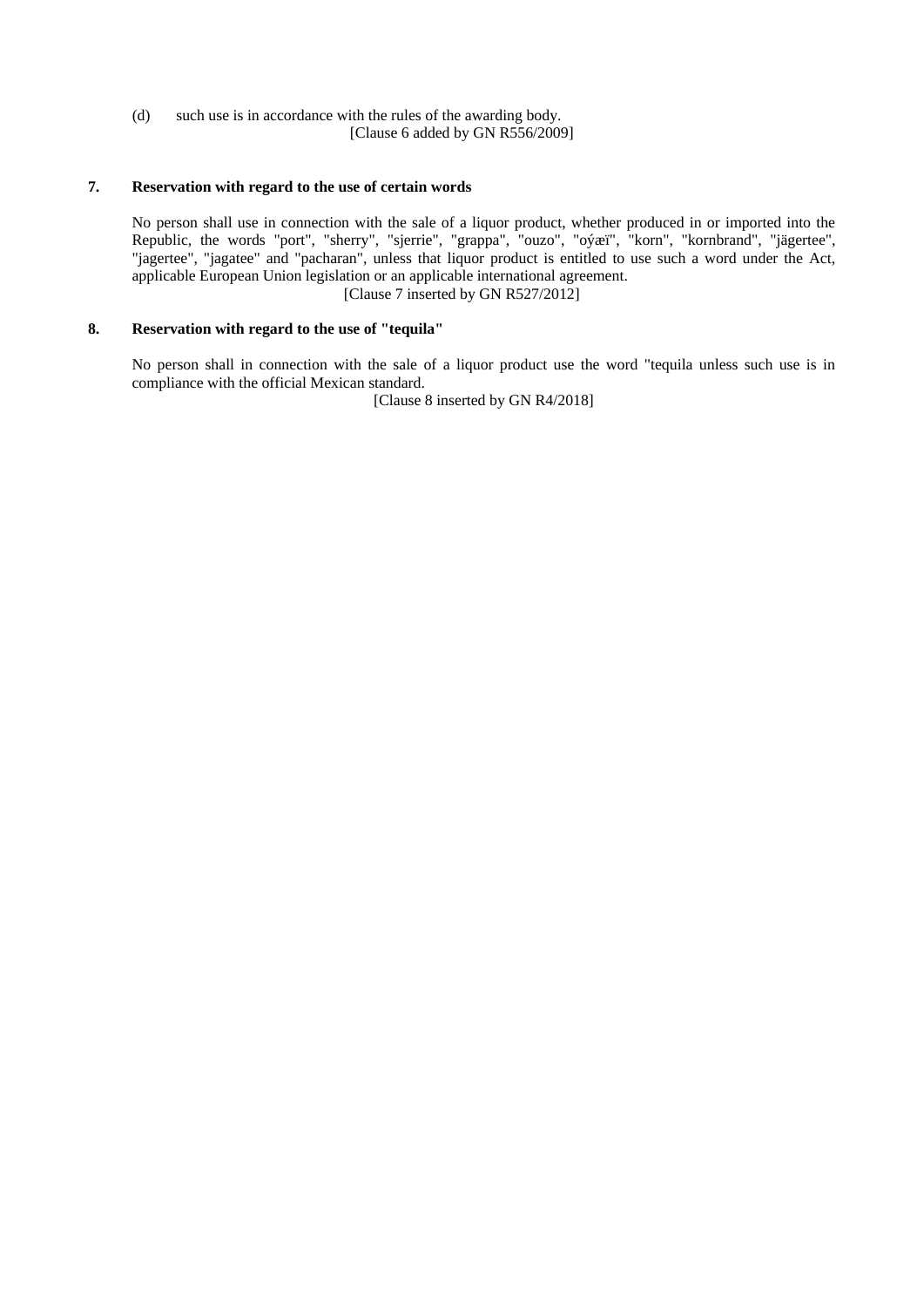(d) such use is in accordance with the rules of the awarding body.

[Clause 6 added by GN R556/2009]

**7. Reservation with regard to the use of certain words**

No person shall use in connection with the sale of a liquor product, whether produced in or imported into the Republic, the words "port", "sherry", "sjerrie", "grappa", "ouzo", "oýæï", "korn", "kornbrand", "jägertee", "jagertee", "jagatee" and "pacharan", unless that liquor product is entitled to use such a word under the Act, applicable European Union legislation or an applicable international agreement.

[Clause 7 inserted by GN R527/2012]

**8. Reservation with regard to the use of "tequila"**

No person shall in connection with the sale of a liquor product use the word "tequila unless such use is in compliance with the official Mexican standard.

[Clause 8 inserted by GN R4/2018]